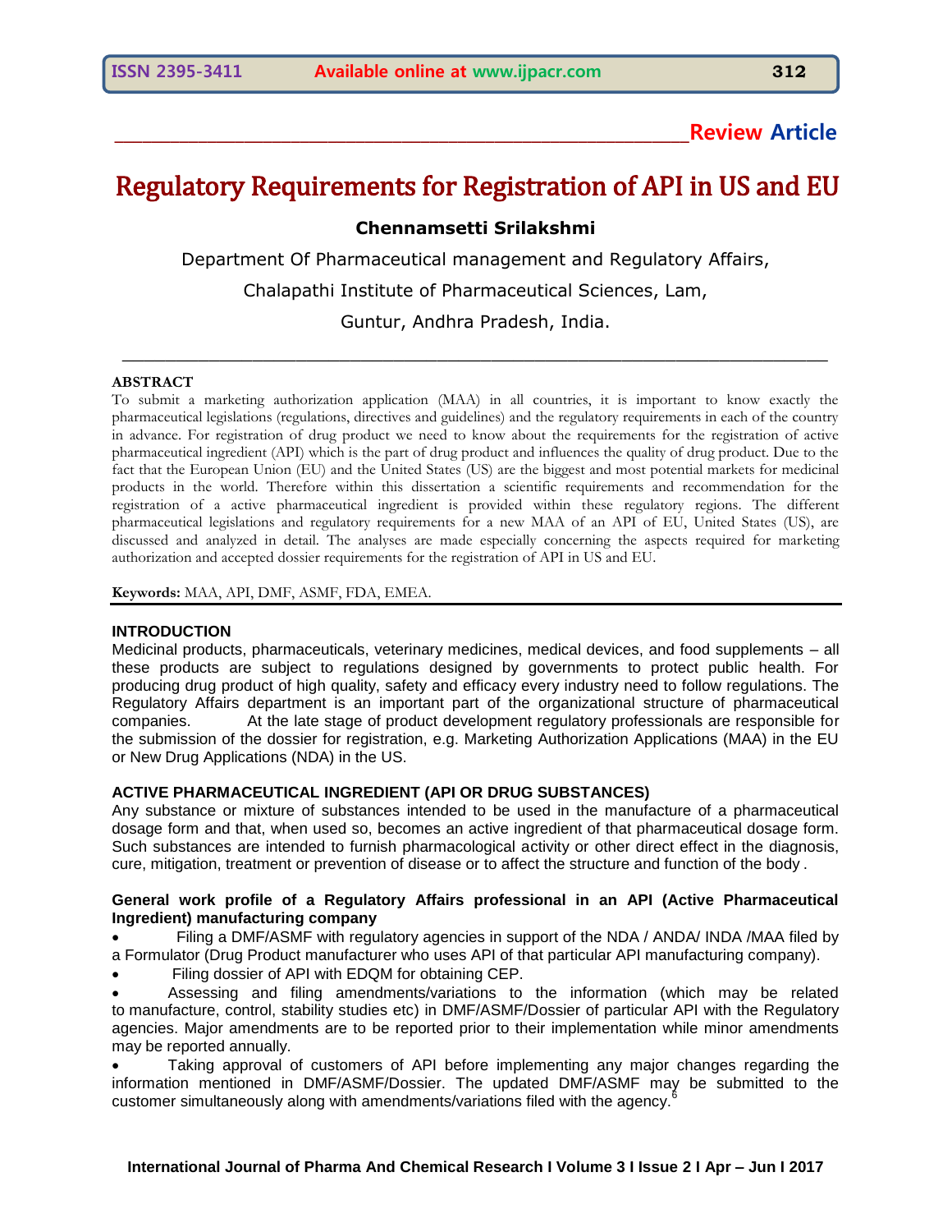**Review Article**

# Regulatory Requirements for Registration of API in US and EU

**Chennamsetti Srilakshmi**

Department Of Pharmaceutical management and Regulatory Affairs,

Chalapathi Institute of Pharmaceutical Sciences, Lam,

Guntur, Andhra Pradesh, India.

## ABSTRACT

To submit a marketing authorization application (MAA) in all countries, it is important to know exactly the pharmaceutical legislations (regulations, directives and guidelines) and the regulatory requirements in each of the country in advance. For registration of drug product we need to know about the requirements for the registration of active pharmaceutical ingredient (API) which is the part of drug product and influences the quality of drug product. Due to the fact that the European Union (EU) and the United States (US) are the biggest and most potential markets for medicinal products in the world. Therefore within this dissertation a scientific requirements and recommendation for the registration of a active pharmaceutical ingredient is provided within these regulatory regions. The different pharmaceutical legislations and regulatory requirements for a new MAA of an API of EU, United States (US), are discussed and analyzed in detail. The analyses are made especially concerning the aspects required for marketing authorization and accepted dossier requirements for the registration of API in US and EU.

**Keywords:** MAA, API, DMF, ASMF, FDA, EMEA.

## INTRODUCTION

Medicinal products, pharmaceuticals, veterinary medicines, medical devices, and food supplements – all these products are subject to regulations designed by governments to protect public health. For producing drug product of high quality, safety and efficacy every industry need to follow regulations. The Regulatory Affairs department is an important part of the organizational structure of pharmaceutical companies. At the late stage of product development regulatory professionals are responsible for the submission of the dossier for registration, e.g. Marketing Authorization Applications (MAA) in the EU or New Drug Applications (NDA) in the US.

## ACTIVE PHARMACEUTICAL INGREDIENT (API OR DRUG SUBSTANCES)

Any substance or mixture of substances intended to be used in the manufacture of a pharmaceutical dosage form and that, when used so, becomes an active ingredient of that pharmaceutical dosage form. Such substances are intended to furnish pharmacological activity or other direct effect in the diagnosis, cure, mitigation, treatment or prevention of disease or to affect the structure and function of the body .

### General work profile of a Regulatory Affairs professional in an API (Active Pharmaceutical Ingredient) manufacturing company

- Filing a DMF/ASMF with regulatory agencies in support of the NDA / ANDA/ INDA /MAA filed by a Formulator (Drug Product manufacturer who uses API of that particular API manufacturing company).
- Filing dossier of API with EDQM for obtaining CEP.
- Assessing and filing amendments/variations to the information (which may be related to manufacture, control, stability studies etc) in DMF/ASMF/Dossier of particular API with the Regulatory agencies. Major amendments are to be reported prior to their implementation while minor amendments may be reported annually.
- Taking approval of customers of API before implementing any major changes regarding the information mentioned in DMF/ASMF/Dossier. The updated DMF/ASMF may be submitted to the customer simultaneously along with amendments/variations filed with the agency.[6]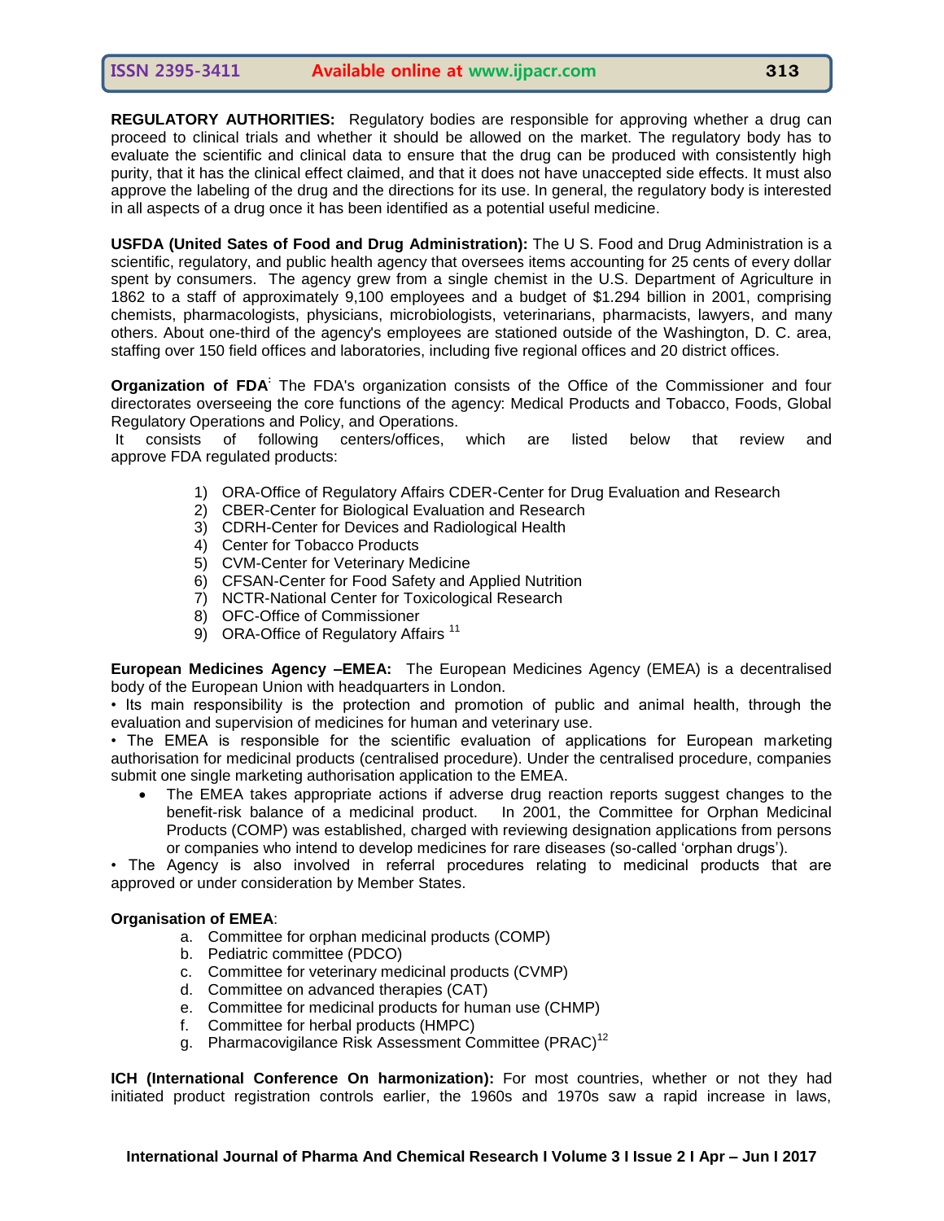**REGULATORY AUTHORITIES:** Regulatory bodies are responsible for approving whether a drug can proceed to clinical trials and whether it should be allowed on the market. The regulatory body has to evaluate the scientific and clinical data to ensure that the drug can be produced with consistently high purity, that it has the clinical effect claimed, and that it does not have unaccepted side effects. It must also approve the labeling of the drug and the directions for its use. In general, the regulatory body is interested in all aspects of a drug once it has been identified as a potential useful medicine.

**USFDA (United Sates of Food and Drug Administration):** The U S. Food and Drug Administration is a scientific, regulatory, and public health agency that oversees items accounting for 25 cents of every dollar spent by consumers. The agency grew from a single chemist in the U.S. Department of Agriculture in 1862 to a staff of approximately 9,100 employees and a budget of $1.294 billion in 2001, comprising chemists, pharmacologists, physicians, microbiologists, veterinarians, pharmacists, lawyers, and many others. About one-third of the agency's employees are stationed outside of the Washington, D. C. area, staffing over 150 field offices and laboratories, including five regional offices and 20 district offices.

**Organization of FDA**: The FDA's organization consists of the Office of the Commissioner and four directorates overseeing the core functions of the agency: Medical Products and Tobacco, Foods, Global Regulatory Operations and Policy, and Operations.
It consists of following centers/offices, which are listed below that review and approve FDA regulated products:

1) ORA-Office of Regulatory Affairs CDER-Center for Drug Evaluation and Research
2) CBER-Center for Biological Evaluation and Research
3) CDRH-Center for Devices and Radiological Health
4) Center for Tobacco Products
5) CVM-Center for Veterinary Medicine
6) CFSAN-Center for Food Safety and Applied Nutrition
7) NCTR-National Center for Toxicological Research
8) OFC-Office of Commissioner
9) ORA-Office of Regulatory Affairs [11]

**European Medicines Agency –EMEA:** The European Medicines Agency (EMEA) is a decentralised body of the European Union with headquarters in London.
• Its main responsibility is the protection and promotion of public and animal health, through the evaluation and supervision of medicines for human and veterinary use.
• The EMEA is responsible for the scientific evaluation of applications for European marketing authorisation for medicinal products (centralised procedure). Under the centralised procedure, companies submit one single marketing authorisation application to the EMEA.

- The EMEA takes appropriate actions if adverse drug reaction reports suggest changes to the benefit-risk balance of a medicinal product. In 2001, the Committee for Orphan Medicinal Products (COMP) was established, charged with reviewing designation applications from persons or companies who intend to develop medicines for rare diseases (so-called 'orphan drugs').

• The Agency is also involved in referral procedures relating to medicinal products that are approved or under consideration by Member States.

**Organisation of EMEA**:

a. Committee for orphan medicinal products (COMP)
b. Pediatric committee (PDCO)
c. Committee for veterinary medicinal products (CVMP)
d. Committee on advanced therapies (CAT)
e. Committee for medicinal products for human use (CHMP)
f. Committee for herbal products (HMPC)
g. Pharmacovigilance Risk Assessment Committee (PRAC)[12]

**ICH (International Conference On harmonization):** For most countries, whether or not they had initiated product registration controls earlier, the 1960s and 1970s saw a rapid increase in laws,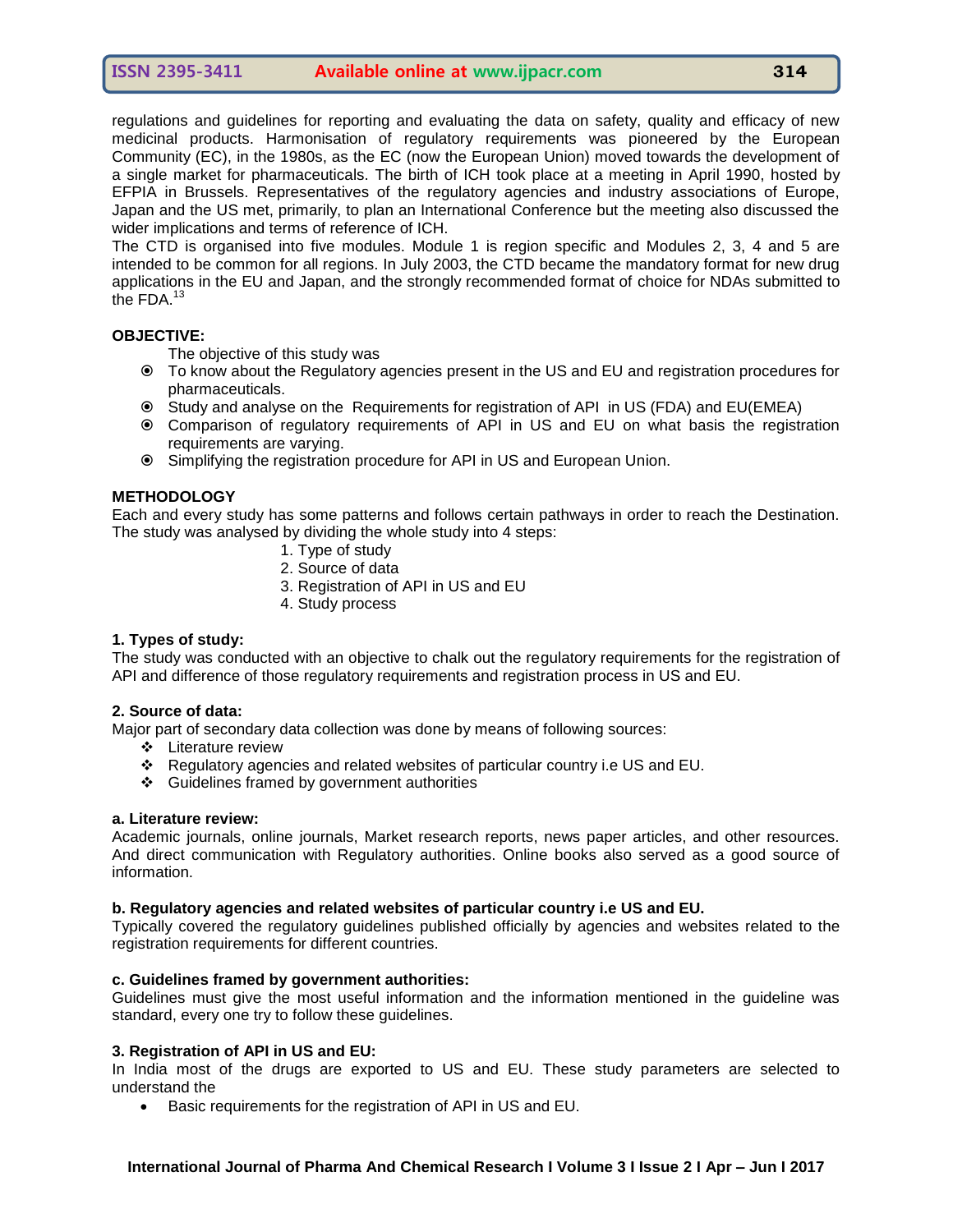regulations and guidelines for reporting and evaluating the data on safety, quality and efficacy of new medicinal products. Harmonisation of regulatory requirements was pioneered by the European Community (EC), in the 1980s, as the EC (now the European Union) moved towards the development of a single market for pharmaceuticals. The birth of ICH took place at a meeting in April 1990, hosted by EFPIA in Brussels. Representatives of the regulatory agencies and industry associations of Europe, Japan and the US met, primarily, to plan an International Conference but the meeting also discussed the wider implications and terms of reference of ICH.

The CTD is organised into five modules. Module 1 is region specific and Modules 2, 3, 4 and 5 are intended to be common for all regions. In July 2003, the CTD became the mandatory format for new drug applications in the EU and Japan, and the strongly recommended format of choice for NDAs submitted to the FDA.[13]

**OBJECTIVE:**

The objective of this study was

- To know about the Regulatory agencies present in the US and EU and registration procedures for pharmaceuticals.
- Study and analyse on the Requirements for registration of API in US (FDA) and EU(EMEA)
- Comparison of regulatory requirements of API in US and EU on what basis the registration requirements are varying.
- Simplifying the registration procedure for API in US and European Union.

**METHODOLOGY**

Each and every study has some patterns and follows certain pathways in order to reach the Destination. The study was analysed by dividing the whole study into 4 steps:

1. Type of study
2. Source of data
3. Registration of API in US and EU
4. Study process

**1. Types of study:**

The study was conducted with an objective to chalk out the regulatory requirements for the registration of API and difference of those regulatory requirements and registration process in US and EU.

**2. Source of data:**

Major part of secondary data collection was done by means of following sources:

- Literature review
- Regulatory agencies and related websites of particular country i.e US and EU.
- Guidelines framed by government authorities

**a. Literature review:**

Academic journals, online journals, Market research reports, news paper articles, and other resources. And direct communication with Regulatory authorities. Online books also served as a good source of information.

**b. Regulatory agencies and related websites of particular country i.e US and EU.**

Typically covered the regulatory guidelines published officially by agencies and websites related to the registration requirements for different countries.

**c. Guidelines framed by government authorities:**

Guidelines must give the most useful information and the information mentioned in the guideline was standard, every one try to follow these guidelines.

**3. Registration of API in US and EU:**

In India most of the drugs are exported to US and EU. These study parameters are selected to understand the

- Basic requirements for the registration of API in US and EU.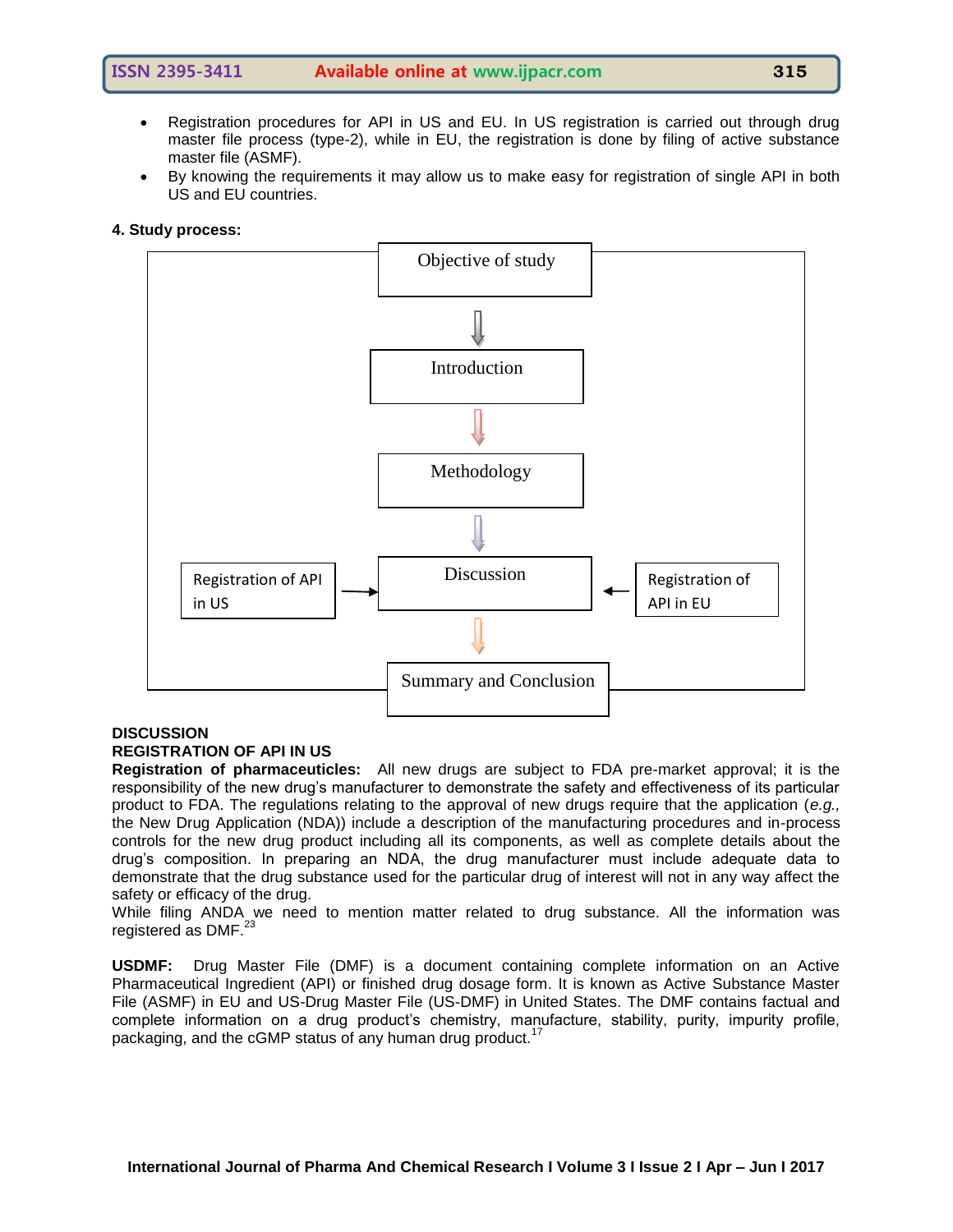- Registration procedures for API in US and EU. In US registration is carried out through drug master file process (type-2), while in EU, the registration is done by filing of active substance master file (ASMF).
- By knowing the requirements it may allow us to make easy for registration of single API in both US and EU countries.

**4. Study process:**

Objective of study → Introduction → Methodology → Discussion → Summary and Conclusion

Registration of API in US → Discussion ← Registration of API in EU

**DISCUSSION**

**REGISTRATION OF API IN US**

**Registration of pharmaceuticles:** All new drugs are subject to FDA pre-market approval; it is the responsibility of the new drug's manufacturer to demonstrate the safety and effectiveness of its particular product to FDA. The regulations relating to the approval of new drugs require that the application (*e.g.,* the New Drug Application (NDA)) include a description of the manufacturing procedures and in-process controls for the new drug product including all its components, as well as complete details about the drug's composition. In preparing an NDA, the drug manufacturer must include adequate data to demonstrate that the drug substance used for the particular drug of interest will not in any way affect the safety or efficacy of the drug.

While filing ANDA we need to mention matter related to drug substance. All the information was registered as DMF.[23]

**USDMF:** Drug Master File (DMF) is a document containing complete information on an Active Pharmaceutical Ingredient (API) or finished drug dosage form. It is known as Active Substance Master File (ASMF) in EU and US-Drug Master File (US-DMF) in United States. The DMF contains factual and complete information on a drug product's chemistry, manufacture, stability, purity, impurity profile, packaging, and the cGMP status of any human drug product.[17]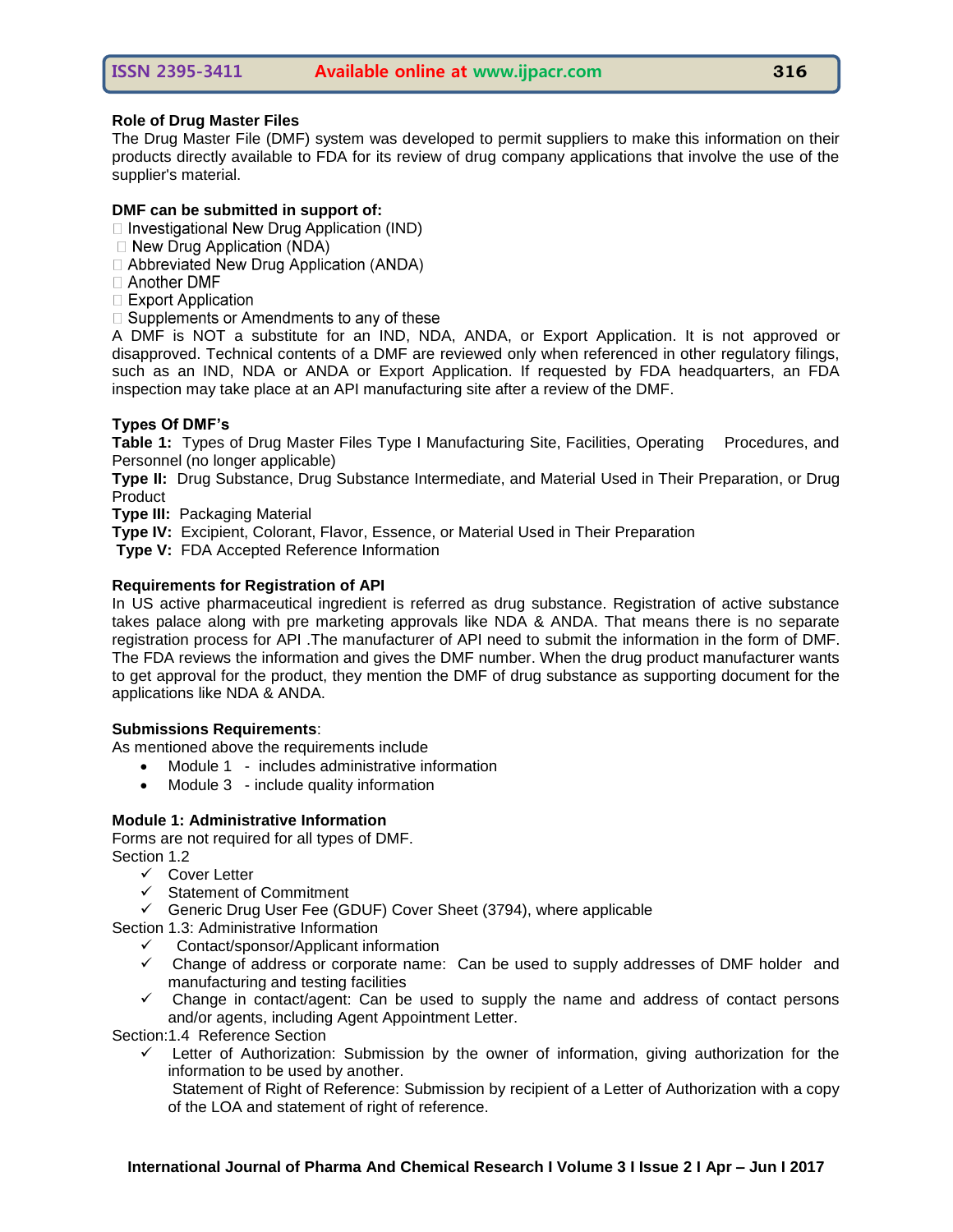**Role of Drug Master Files**

The Drug Master File (DMF) system was developed to permit suppliers to make this information on their products directly available to FDA for its review of drug company applications that involve the use of the supplier's material.

**DMF can be submitted in support of:**

- Investigational New Drug Application (IND)
- New Drug Application (NDA)
- Abbreviated New Drug Application (ANDA)
- Another DMF
- Export Application
- Supplements or Amendments to any of these

A DMF is NOT a substitute for an IND, NDA, ANDA, or Export Application. It is not approved or disapproved. Technical contents of a DMF are reviewed only when referenced in other regulatory filings, such as an IND, NDA or ANDA or Export Application. If requested by FDA headquarters, an FDA inspection may take place at an API manufacturing site after a review of the DMF.

**Types Of DMF's**

**Table 1:** Types of Drug Master Files Type I Manufacturing Site, Facilities, Operating Procedures, and Personnel (no longer applicable)

**Type II:** Drug Substance, Drug Substance Intermediate, and Material Used in Their Preparation, or Drug Product

**Type III:** Packaging Material

**Type IV:** Excipient, Colorant, Flavor, Essence, or Material Used in Their Preparation

**Type V:** FDA Accepted Reference Information

**Requirements for Registration of API**

In US active pharmaceutical ingredient is referred as drug substance. Registration of active substance takes palace along with pre marketing approvals like NDA & ANDA. That means there is no separate registration process for API .The manufacturer of API need to submit the information in the form of DMF. The FDA reviews the information and gives the DMF number. When the drug product manufacturer wants to get approval for the product, they mention the DMF of drug substance as supporting document for the applications like NDA & ANDA.

**Submissions Requirements**:

As mentioned above the requirements include

- Module 1 - includes administrative information
- Module 3 - include quality information

**Module 1: Administrative Information**

Forms are not required for all types of DMF.

Section 1.2

- ✓ Cover Letter
- ✓ Statement of Commitment
- ✓ Generic Drug User Fee (GDUF) Cover Sheet (3794), where applicable

Section 1.3: Administrative Information

- ✓ Contact/sponsor/Applicant information
- ✓ Change of address or corporate name: Can be used to supply addresses of DMF holder and manufacturing and testing facilities
- ✓ Change in contact/agent: Can be used to supply the name and address of contact persons and/or agents, including Agent Appointment Letter.

Section:1.4 Reference Section

- ✓ Letter of Authorization: Submission by the owner of information, giving authorization for the information to be used by another.
  Statement of Right of Reference: Submission by recipient of a Letter of Authorization with a copy of the LOA and statement of right of reference.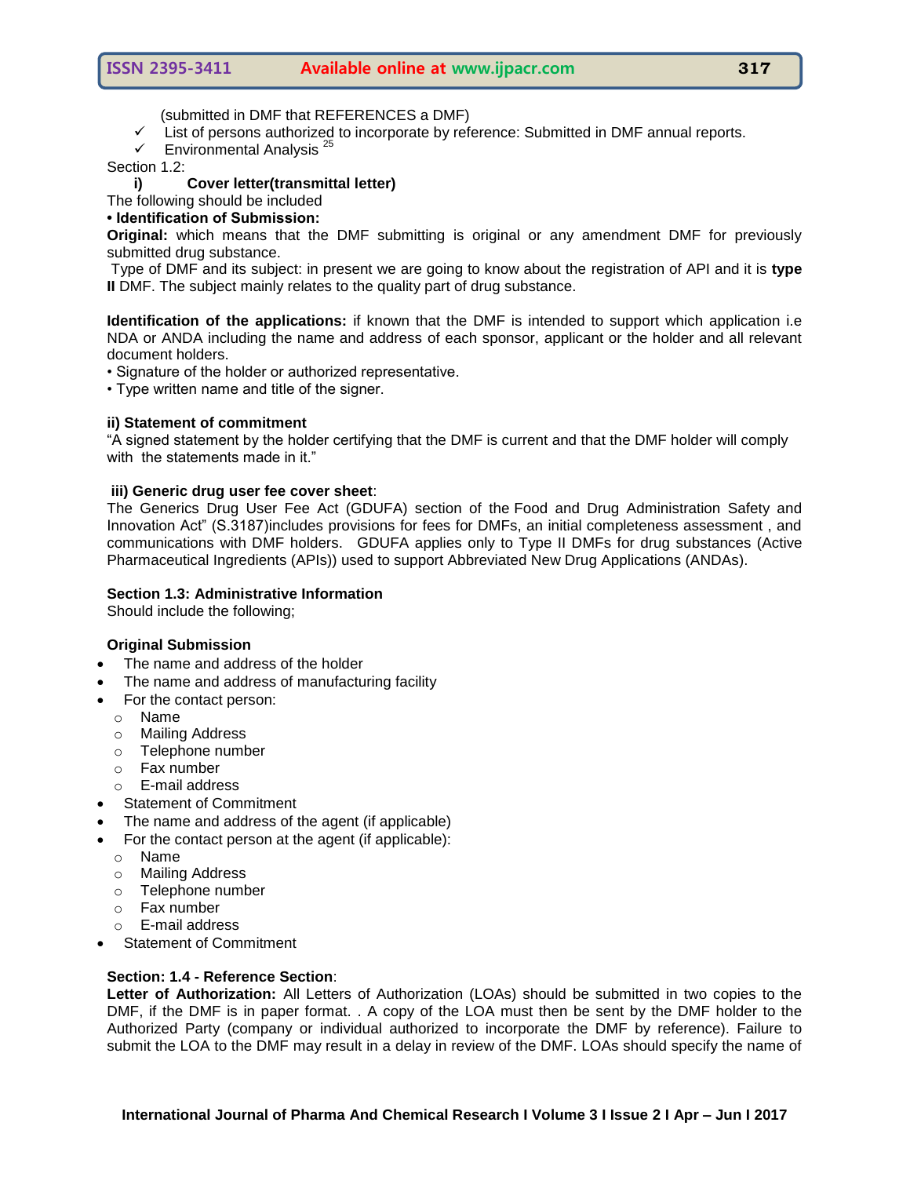(submitted in DMF that REFERENCES a DMF)

- ✓ List of persons authorized to incorporate by reference: Submitted in DMF annual reports.
- ✓ Environmental Analysis [25]

Section 1.2:

**i) Cover letter(transmittal letter)**

The following should be included

**• Identification of Submission:**

**Original:** which means that the DMF submitting is original or any amendment DMF for previously submitted drug substance.

Type of DMF and its subject: in present we are going to know about the registration of API and it is **type II** DMF. The subject mainly relates to the quality part of drug substance.

**Identification of the applications:** if known that the DMF is intended to support which application i.e NDA or ANDA including the name and address of each sponsor, applicant or the holder and all relevant document holders.

• Signature of the holder or authorized representative.
• Type written name and title of the signer.

**ii) Statement of commitment**

"A signed statement by the holder certifying that the DMF is current and that the DMF holder will comply with the statements made in it."

**iii) Generic drug user fee cover sheet**:

The Generics Drug User Fee Act (GDUFA) section of the Food and Drug Administration Safety and Innovation Act" (S.3187)includes provisions for fees for DMFs, an initial completeness assessment , and communications with DMF holders. GDUFA applies only to Type II DMFs for drug substances (Active Pharmaceutical Ingredients (APIs)) used to support Abbreviated New Drug Applications (ANDAs).

**Section 1.3: Administrative Information**

Should include the following;

**Original Submission**

- The name and address of the holder
- The name and address of manufacturing facility
- For the contact person:
  - Name
  - Mailing Address
  - Telephone number
  - Fax number
  - E-mail address
- Statement of Commitment
- The name and address of the agent (if applicable)
- For the contact person at the agent (if applicable):
  - Name
  - Mailing Address
  - Telephone number
  - Fax number
  - E-mail address
- Statement of Commitment

**Section: 1.4 - Reference Section**:

**Letter of Authorization:** All Letters of Authorization (LOAs) should be submitted in two copies to the DMF, if the DMF is in paper format. . A copy of the LOA must then be sent by the DMF holder to the Authorized Party (company or individual authorized to incorporate the DMF by reference). Failure to submit the LOA to the DMF may result in a delay in review of the DMF. LOAs should specify the name of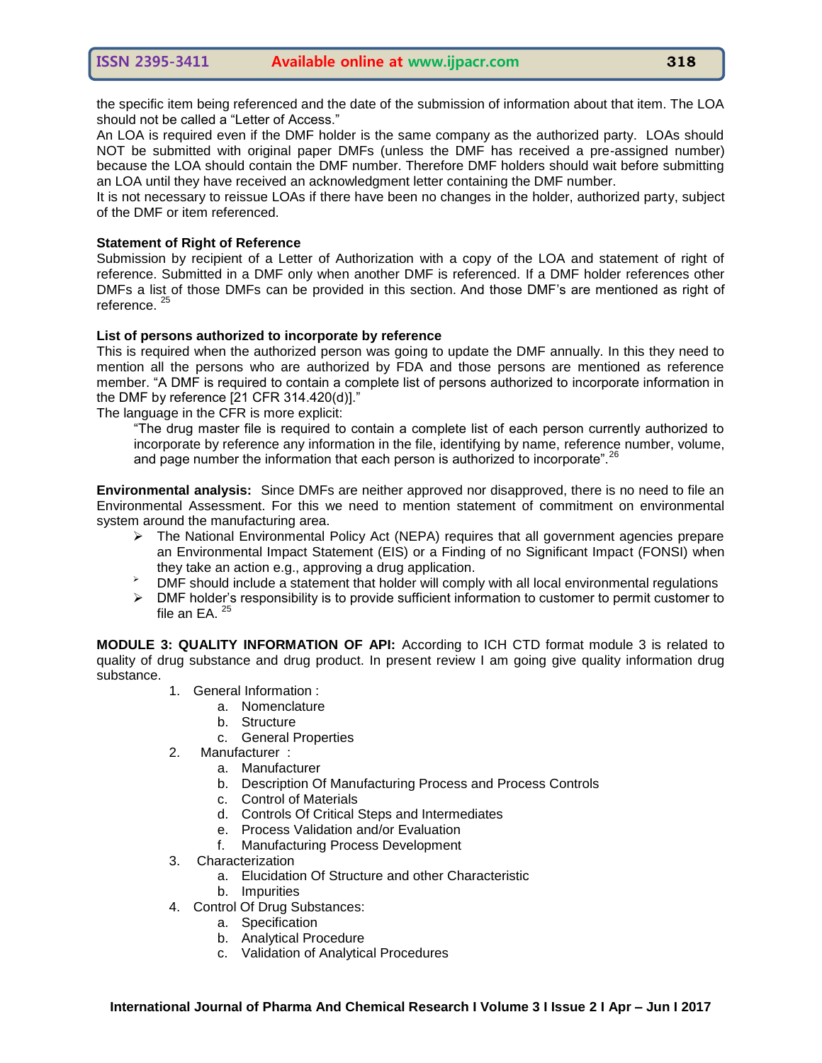the specific item being referenced and the date of the submission of information about that item. The LOA should not be called a "Letter of Access."

An LOA is required even if the DMF holder is the same company as the authorized party. LOAs should NOT be submitted with original paper DMFs (unless the DMF has received a pre-assigned number) because the LOA should contain the DMF number. Therefore DMF holders should wait before submitting an LOA until they have received an acknowledgment letter containing the DMF number.

It is not necessary to reissue LOAs if there have been no changes in the holder, authorized party, subject of the DMF or item referenced.

**Statement of Right of Reference**

Submission by recipient of a Letter of Authorization with a copy of the LOA and statement of right of reference. Submitted in a DMF only when another DMF is referenced. If a DMF holder references other DMFs a list of those DMFs can be provided in this section. And those DMF's are mentioned as right of reference. [25]

**List of persons authorized to incorporate by reference**

This is required when the authorized person was going to update the DMF annually. In this they need to mention all the persons who are authorized by FDA and those persons are mentioned as reference member. "A DMF is required to contain a complete list of persons authorized to incorporate information in the DMF by reference [21 CFR 314.420(d)]."

The language in the CFR is more explicit:

> "The drug master file is required to contain a complete list of each person currently authorized to incorporate by reference any information in the file, identifying by name, reference number, volume, and page number the information that each person is authorized to incorporate". [26]

**Environmental analysis:** Since DMFs are neither approved nor disapproved, there is no need to file an Environmental Assessment. For this we need to mention statement of commitment on environmental system around the manufacturing area.

- The National Environmental Policy Act (NEPA) requires that all government agencies prepare an Environmental Impact Statement (EIS) or a Finding of no Significant Impact (FONSI) when they take an action e.g., approving a drug application.
- DMF should include a statement that holder will comply with all local environmental regulations
- DMF holder's responsibility is to provide sufficient information to customer to permit customer to file an EA. [25]

**MODULE 3: QUALITY INFORMATION OF API:** According to ICH CTD format module 3 is related to quality of drug substance and drug product. In present review I am going give quality information drug substance.

1. General Information :
   a. Nomenclature
   b. Structure
   c. General Properties
2. Manufacturer :
   a. Manufacturer
   b. Description Of Manufacturing Process and Process Controls
   c. Control of Materials
   d. Controls Of Critical Steps and Intermediates
   e. Process Validation and/or Evaluation
   f. Manufacturing Process Development
3. Characterization
   a. Elucidation Of Structure and other Characteristic
   b. Impurities
4. Control Of Drug Substances:
   a. Specification
   b. Analytical Procedure
   c. Validation of Analytical Procedures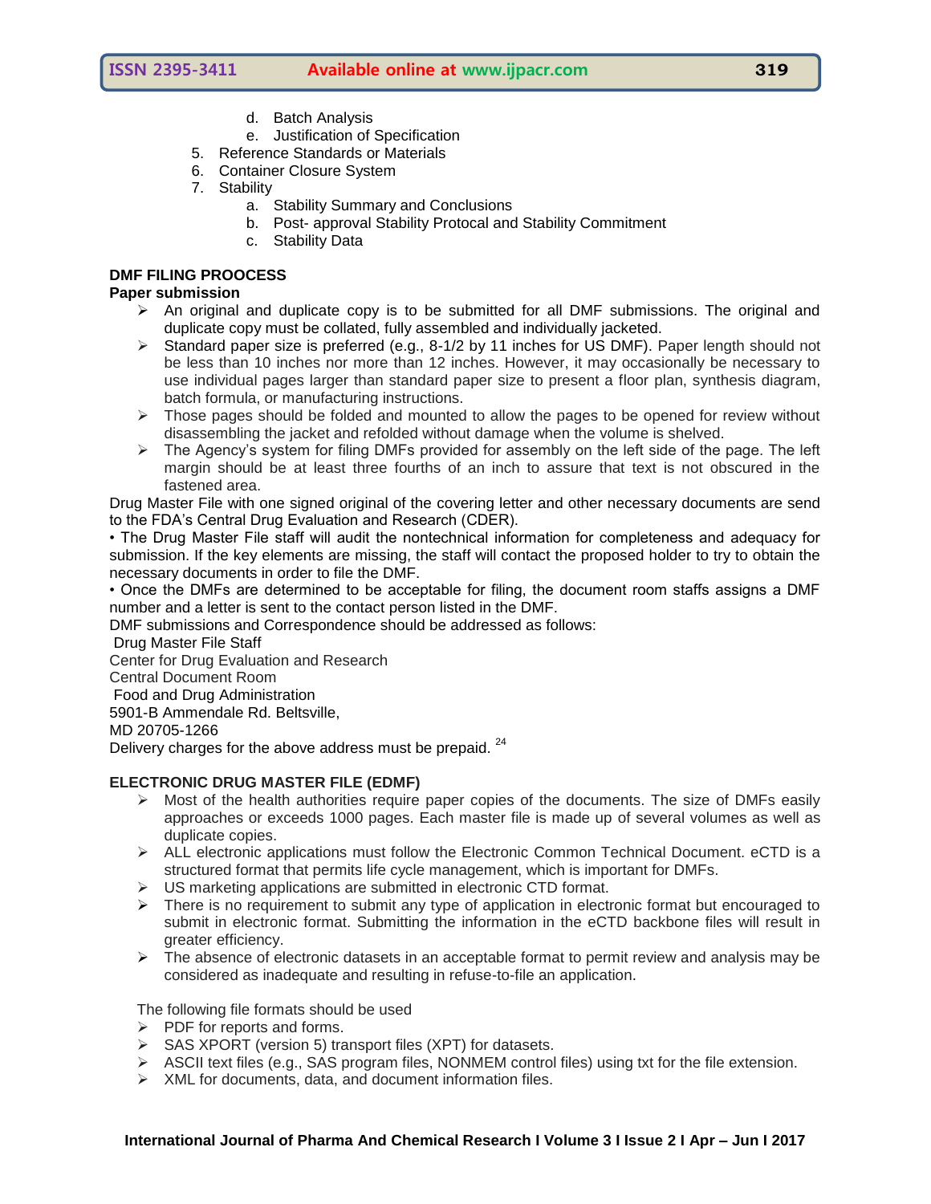d. Batch Analysis
   e. Justification of Specification
5. Reference Standards or Materials
6. Container Closure System
7. Stability
   a. Stability Summary and Conclusions
   b. Post- approval Stability Protocal and Stability Commitment
   c. Stability Data

**DMF FILING PROOCESS**

**Paper submission**

- An original and duplicate copy is to be submitted for all DMF submissions. The original and duplicate copy must be collated, fully assembled and individually jacketed.
- Standard paper size is preferred (e.g., 8-1/2 by 11 inches for US DMF). Paper length should not be less than 10 inches nor more than 12 inches. However, it may occasionally be necessary to use individual pages larger than standard paper size to present a floor plan, synthesis diagram, batch formula, or manufacturing instructions.
- Those pages should be folded and mounted to allow the pages to be opened for review without disassembling the jacket and refolded without damage when the volume is shelved.
- The Agency's system for filing DMFs provided for assembly on the left side of the page. The left margin should be at least three fourths of an inch to assure that text is not obscured in the fastened area.

Drug Master File with one signed original of the covering letter and other necessary documents are send to the FDA's Central Drug Evaluation and Research (CDER).

• The Drug Master File staff will audit the nontechnical information for completeness and adequacy for submission. If the key elements are missing, the staff will contact the proposed holder to try to obtain the necessary documents in order to file the DMF.

• Once the DMFs are determined to be acceptable for filing, the document room staffs assigns a DMF number and a letter is sent to the contact person listed in the DMF.

DMF submissions and Correspondence should be addressed as follows:

Drug Master File Staff
Center for Drug Evaluation and Research
Central Document Room
Food and Drug Administration
5901-B Ammendale Rd. Beltsville,
MD 20705-1266

Delivery charges for the above address must be prepaid. [24]

**ELECTRONIC DRUG MASTER FILE (EDMF)**

- Most of the health authorities require paper copies of the documents. The size of DMFs easily approaches or exceeds 1000 pages. Each master file is made up of several volumes as well as duplicate copies.
- ALL electronic applications must follow the Electronic Common Technical Document. eCTD is a structured format that permits life cycle management, which is important for DMFs.
- US marketing applications are submitted in electronic CTD format.
- There is no requirement to submit any type of application in electronic format but encouraged to submit in electronic format. Submitting the information in the eCTD backbone files will result in greater efficiency.
- The absence of electronic datasets in an acceptable format to permit review and analysis may be considered as inadequate and resulting in refuse-to-file an application.

The following file formats should be used

- PDF for reports and forms.
- SAS XPORT (version 5) transport files (XPT) for datasets.
- ASCII text files (e.g., SAS program files, NONMEM control files) using txt for the file extension.
- XML for documents, data, and document information files.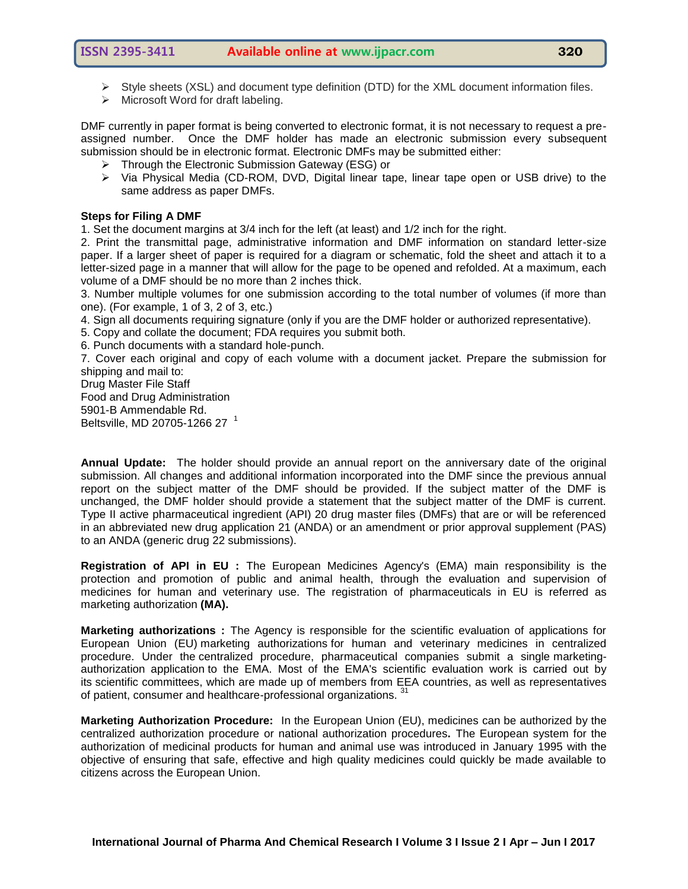- Style sheets (XSL) and document type definition (DTD) for the XML document information files.
- Microsoft Word for draft labeling.

DMF currently in paper format is being converted to electronic format, it is not necessary to request a pre-assigned number. Once the DMF holder has made an electronic submission every subsequent submission should be in electronic format. Electronic DMFs may be submitted either:

- Through the Electronic Submission Gateway (ESG) or
- Via Physical Media (CD-ROM, DVD, Digital linear tape, linear tape open or USB drive) to the same address as paper DMFs.

**Steps for Filing A DMF**

1. Set the document margins at 3/4 inch for the left (at least) and 1/2 inch for the right.
2. Print the transmittal page, administrative information and DMF information on standard letter-size paper. If a larger sheet of paper is required for a diagram or schematic, fold the sheet and attach it to a letter-sized page in a manner that will allow for the page to be opened and refolded. At a maximum, each volume of a DMF should be no more than 2 inches thick.
3. Number multiple volumes for one submission according to the total number of volumes (if more than one). (For example, 1 of 3, 2 of 3, etc.)
4. Sign all documents requiring signature (only if you are the DMF holder or authorized representative).
5. Copy and collate the document; FDA requires you submit both.
6. Punch documents with a standard hole-punch.
7. Cover each original and copy of each volume with a document jacket. Prepare the submission for shipping and mail to:

Drug Master File Staff
Food and Drug Administration
5901-B Ammendable Rd.
Beltsville, MD 20705-1266 27 [1]

**Annual Update:** The holder should provide an annual report on the anniversary date of the original submission. All changes and additional information incorporated into the DMF since the previous annual report on the subject matter of the DMF should be provided. If the subject matter of the DMF is unchanged, the DMF holder should provide a statement that the subject matter of the DMF is current. Type II active pharmaceutical ingredient (API) 20 drug master files (DMFs) that are or will be referenced in an abbreviated new drug application 21 (ANDA) or an amendment or prior approval supplement (PAS) to an ANDA (generic drug 22 submissions).

**Registration of API in EU :** The European Medicines Agency's (EMA) main responsibility is the protection and promotion of public and animal health, through the evaluation and supervision of medicines for human and veterinary use. The registration of pharmaceuticals in EU is referred as marketing authorization **(MA).**

**Marketing authorizations :** The Agency is responsible for the scientific evaluation of applications for European Union (EU) marketing authorizations for human and veterinary medicines in centralized procedure. Under the centralized procedure, pharmaceutical companies submit a single marketing-authorization application to the EMA. Most of the EMA's scientific evaluation work is carried out by its scientific committees, which are made up of members from EEA countries, as well as representatives of patient, consumer and healthcare-professional organizations. [31]

**Marketing Authorization Procedure:** In the European Union (EU), medicines can be authorized by the centralized authorization procedure or national authorization procedures**.** The European system for the authorization of medicinal products for human and animal use was introduced in January 1995 with the objective of ensuring that safe, effective and high quality medicines could quickly be made available to citizens across the European Union.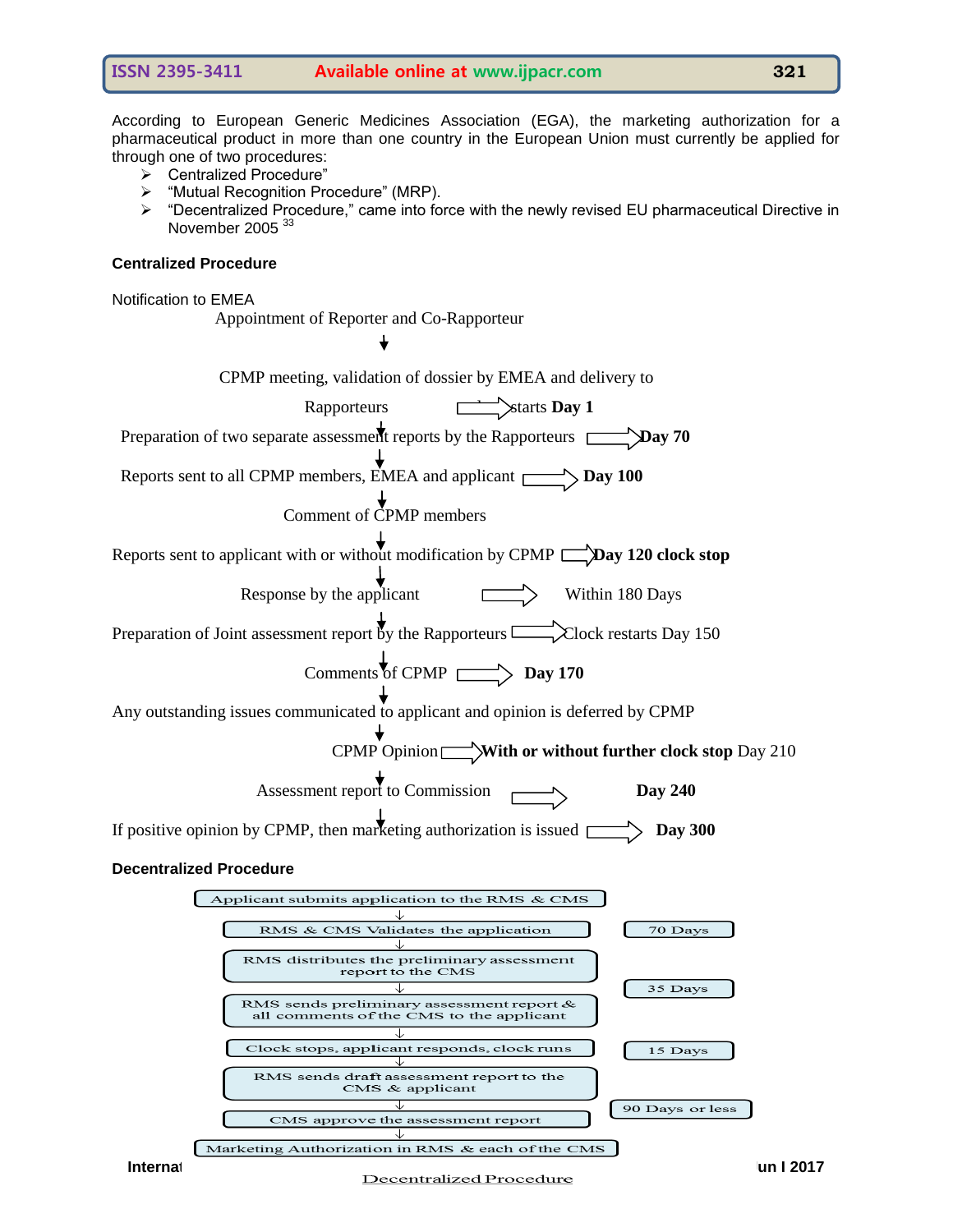According to European Generic Medicines Association (EGA), the marketing authorization for a pharmaceutical product in more than one country in the European Union must currently be applied for through one of two procedures:

- Centralized Procedure"
- "Mutual Recognition Procedure" (MRP).
- "Decentralized Procedure," came into force with the newly revised EU pharmaceutical Directive in November 2005 [33]

**Centralized Procedure**

Notification to EMEA

Appointment of Reporter and Co-Rapporteur

↓

CPMP meeting, validation of dossier by EMEA and delivery to Rapporteurs ⇨ starts **Day 1**

↓

Preparation of two separate assessment reports by the Rapporteurs ⇨ **Day 70**

↓

Reports sent to all CPMP members, EMEA and applicant ⇨ **Day 100**

↓

Comment of CPMP members

↓

Reports sent to applicant with or without modification by CPMP ⇨ **Day 120 clock stop**

↓

Response by the applicant ⇨ Within 180 Days

↓

Preparation of Joint assessment report by the Rapporteurs ⇨ Clock restarts Day 150

↓

Comments of CPMP ⇨ **Day 170**

↓

Any outstanding issues communicated to applicant and opinion is deferred by CPMP

↓

CPMP Opinion ⇨ **With or without further clock stop** Day 210

↓

Assessment report to Commission ⇨ **Day 240**

↓

If positive opinion by CPMP, then marketing authorization is issued ⇨ **Day 300**

**Decentralized Procedure**

Applicant submits application to the RMS & CMS

↓

RMS & CMS Validates the application — 70 Days

↓

RMS distributes the preliminary assessment report to the CMS

↓

RMS sends preliminary assessment report & all comments of the CMS to the applicant — 35 Days

↓

Clock stops, applicant responds, clock runs — 15 Days

↓

RMS sends draft assessment report to the CMS & applicant

↓

CMS approve the assessment report — 90 Days or less

↓

Marketing Authorization in RMS & each of the CMS

Decentralized Procedure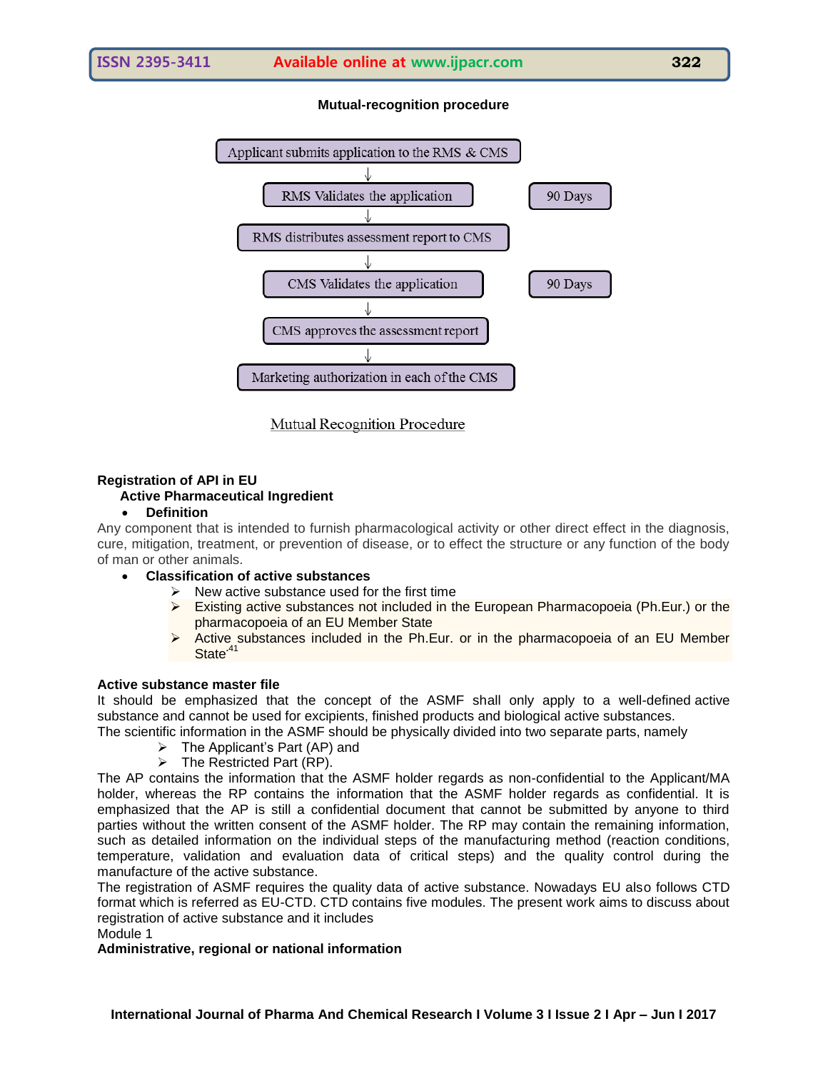**Mutual-recognition procedure**

Applicant submits application to the RMS & CMS
↓
RMS Validates the application — 90 Days
↓
RMS distributes assessment report to CMS
↓
CMS Validates the application — 90 Days
↓
CMS approves the assessment report
↓
Marketing authorization in each of the CMS

Mutual Recognition Procedure

**Registration of API in EU**

**Active Pharmaceutical Ingredient**

- **Definition**

Any component that is intended to furnish pharmacological activity or other direct effect in the diagnosis, cure, mitigation, treatment, or prevention of disease, or to effect the structure or any function of the body of man or other animals.

- **Classification of active substances**
    - New active substance used for the first time
    - Existing active substances not included in the European Pharmacopoeia (Ph.Eur.) or the pharmacopoeia of an EU Member State
    - Active substances included in the Ph.Eur. or in the pharmacopoeia of an EU Member State.[41]

**Active substance master file**

It should be emphasized that the concept of the ASMF shall only apply to a well-defined active substance and cannot be used for excipients, finished products and biological active substances.

The scientific information in the ASMF should be physically divided into two separate parts, namely

- The Applicant's Part (AP) and
- The Restricted Part (RP).

The AP contains the information that the ASMF holder regards as non-confidential to the Applicant/MA holder, whereas the RP contains the information that the ASMF holder regards as confidential. It is emphasized that the AP is still a confidential document that cannot be submitted by anyone to third parties without the written consent of the ASMF holder. The RP may contain the remaining information, such as detailed information on the individual steps of the manufacturing method (reaction conditions, temperature, validation and evaluation data of critical steps) and the quality control during the manufacture of the active substance.

The registration of ASMF requires the quality data of active substance. Nowadays EU also follows CTD format which is referred as EU-CTD. CTD contains five modules. The present work aims to discuss about registration of active substance and it includes

Module 1

**Administrative, regional or national information**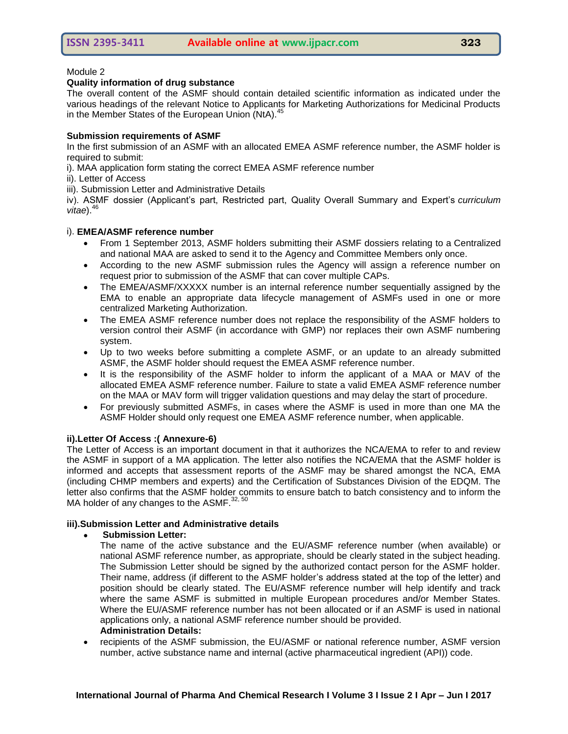Module 2

**Quality information of drug substance**

The overall content of the ASMF should contain detailed scientific information as indicated under the various headings of the relevant Notice to Applicants for Marketing Authorizations for Medicinal Products in the Member States of the European Union (NtA).[45]

**Submission requirements of ASMF**

In the first submission of an ASMF with an allocated EMEA ASMF reference number, the ASMF holder is required to submit:

i). MAA application form stating the correct EMEA ASMF reference number
ii). Letter of Access
iii). Submission Letter and Administrative Details
iv). ASMF dossier (Applicant's part, Restricted part, Quality Overall Summary and Expert's *curriculum vitae*).[46]

i). **EMEA/ASMF reference number**

- From 1 September 2013, ASMF holders submitting their ASMF dossiers relating to a Centralized and national MAA are asked to send it to the Agency and Committee Members only once.
- According to the new ASMF submission rules the Agency will assign a reference number on request prior to submission of the ASMF that can cover multiple CAPs.
- The EMEA/ASMF/XXXXX number is an internal reference number sequentially assigned by the EMA to enable an appropriate data lifecycle management of ASMFs used in one or more centralized Marketing Authorization.
- The EMEA ASMF reference number does not replace the responsibility of the ASMF holders to version control their ASMF (in accordance with GMP) nor replaces their own ASMF numbering system.
- Up to two weeks before submitting a complete ASMF, or an update to an already submitted ASMF, the ASMF holder should request the EMEA ASMF reference number.
- It is the responsibility of the ASMF holder to inform the applicant of a MAA or MAV of the allocated EMEA ASMF reference number. Failure to state a valid EMEA ASMF reference number on the MAA or MAV form will trigger validation questions and may delay the start of procedure.
- For previously submitted ASMFs, in cases where the ASMF is used in more than one MA the ASMF Holder should only request one EMEA ASMF reference number, when applicable.

**ii).Letter Of Access :( Annexure-6)**

The Letter of Access is an important document in that it authorizes the NCA/EMA to refer to and review the ASMF in support of a MA application. The letter also notifies the NCA/EMA that the ASMF holder is informed and accepts that assessment reports of the ASMF may be shared amongst the NCA, EMA (including CHMP members and experts) and the Certification of Substances Division of the EDQM. The letter also confirms that the ASMF holder commits to ensure batch to batch consistency and to inform the MA holder of any changes to the ASMF.[32, 50]

**iii).Submission Letter and Administrative details**

- **Submission Letter:**
  The name of the active substance and the EU/ASMF reference number (when available) or national ASMF reference number, as appropriate, should be clearly stated in the subject heading. The Submission Letter should be signed by the authorized contact person for the ASMF holder. Their name, address (if different to the ASMF holder's address stated at the top of the letter) and position should be clearly stated. The EU/ASMF reference number will help identify and track where the same ASMF is submitted in multiple European procedures and/or Member States. Where the EU/ASMF reference number has not been allocated or if an ASMF is used in national applications only, a national ASMF reference number should be provided.
  **Administration Details:**
- recipients of the ASMF submission, the EU/ASMF or national reference number, ASMF version number, active substance name and internal (active pharmaceutical ingredient (API)) code.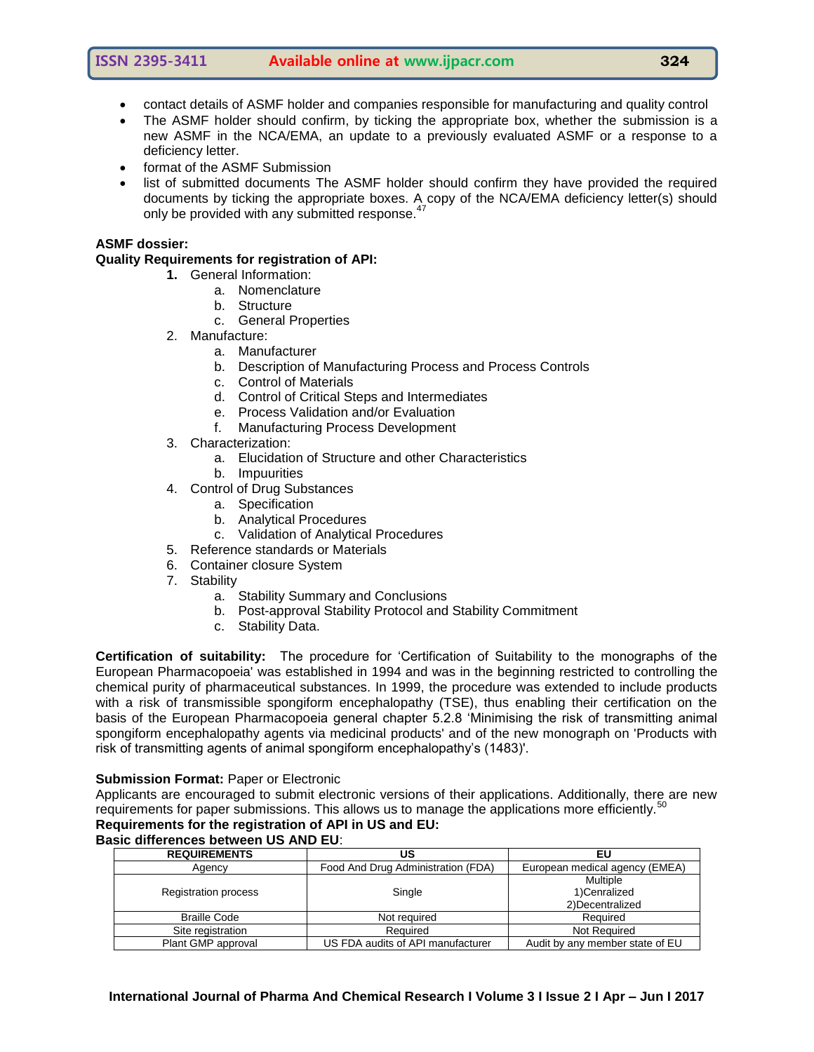- contact details of ASMF holder and companies responsible for manufacturing and quality control
- The ASMF holder should confirm, by ticking the appropriate box, whether the submission is a new ASMF in the NCA/EMA, an update to a previously evaluated ASMF or a response to a deficiency letter.
- format of the ASMF Submission
- list of submitted documents The ASMF holder should confirm they have provided the required documents by ticking the appropriate boxes. A copy of the NCA/EMA deficiency letter(s) should only be provided with any submitted response.[47]

**ASMF dossier:**

**Quality Requirements for registration of API:**

1. General Information:
   a. Nomenclature
   b. Structure
   c. General Properties
2. Manufacture:
   a. Manufacturer
   b. Description of Manufacturing Process and Process Controls
   c. Control of Materials
   d. Control of Critical Steps and Intermediates
   e. Process Validation and/or Evaluation
   f. Manufacturing Process Development
3. Characterization:
   a. Elucidation of Structure and other Characteristics
   b. Impuurities
4. Control of Drug Substances
   a. Specification
   b. Analytical Procedures
   c. Validation of Analytical Procedures
5. Reference standards or Materials
6. Container closure System
7. Stability
   a. Stability Summary and Conclusions
   b. Post-approval Stability Protocol and Stability Commitment
   c. Stability Data.

**Certification of suitability:** The procedure for 'Certification of Suitability to the monographs of the European Pharmacopoeia' was established in 1994 and was in the beginning restricted to controlling the chemical purity of pharmaceutical substances. In 1999, the procedure was extended to include products with a risk of transmissible spongiform encephalopathy (TSE), thus enabling their certification on the basis of the European Pharmacopoeia general chapter 5.2.8 'Minimising the risk of transmitting animal spongiform encephalopathy agents via medicinal products' and of the new monograph on 'Products with risk of transmitting agents of animal spongiform encephalopathy's (1483)'.

**Submission Format:** Paper or Electronic

Applicants are encouraged to submit electronic versions of their applications. Additionally, there are new requirements for paper submissions. This allows us to manage the applications more efficiently.[50]

**Requirements for the registration of API in US and EU:**

**Basic differences between US AND EU**:

| REQUIREMENTS | US | EU |
|---|---|---|
| Agency | Food And Drug Administration (FDA) | European medical agency (EMEA) |
| Registration process | Single | Multiple 1)Cenralized 2)Decentralized |
| Braille Code | Not required | Required |
| Site registration | Required | Not Required |
| Plant GMP approval | US FDA audits of API manufacturer | Audit by any member state of EU |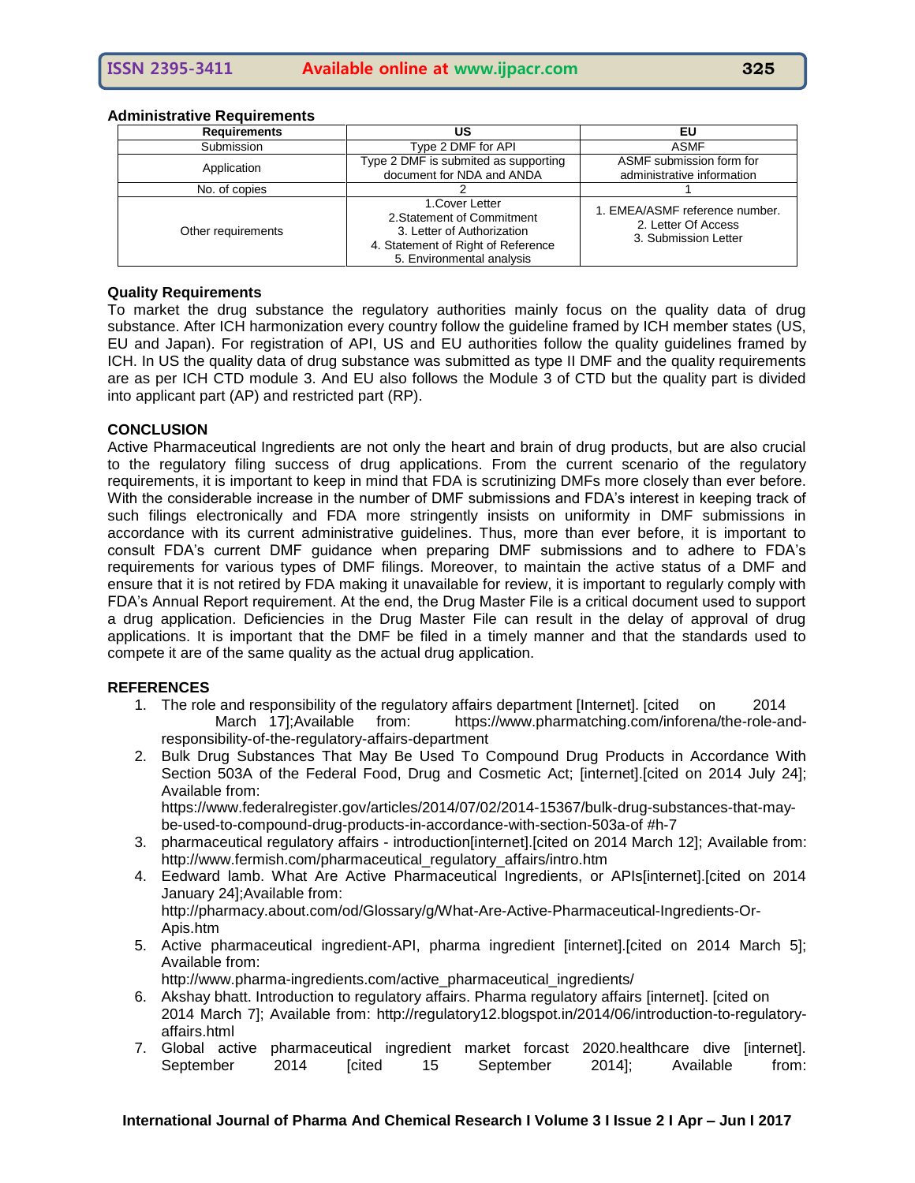### Administrative Requirements

| Requirements | US | EU |
|---|---|---|
| Submission | Type 2 DMF for API | ASMF |
| Application | Type 2 DMF is submited as supporting document for NDA and ANDA | ASMF submission form for administrative information |
| No. of copies | 2 | 1 |
| Other requirements | 1.Cover Letter<br>2.Statement of Commitment<br>3. Letter of Authorization<br>4. Statement of Right of Reference<br>5. Environmental analysis | 1. EMEA/ASMF reference number.<br>2. Letter Of Access<br>3. Submission Letter |

### Quality Requirements

To market the drug substance the regulatory authorities mainly focus on the quality data of drug substance. After ICH harmonization every country follow the guideline framed by ICH member states (US, EU and Japan). For registration of API, US and EU authorities follow the quality guidelines framed by ICH. In US the quality data of drug substance was submitted as type II DMF and the quality requirements are as per ICH CTD module 3. And EU also follows the Module 3 of CTD but the quality part is divided into applicant part (AP) and restricted part (RP).

## CONCLUSION

Active Pharmaceutical Ingredients are not only the heart and brain of drug products, but are also crucial to the regulatory filing success of drug applications. From the current scenario of the regulatory requirements, it is important to keep in mind that FDA is scrutinizing DMFs more closely than ever before. With the considerable increase in the number of DMF submissions and FDA's interest in keeping track of such filings electronically and FDA more stringently insists on uniformity in DMF submissions in accordance with its current administrative guidelines. Thus, more than ever before, it is important to consult FDA's current DMF guidance when preparing DMF submissions and to adhere to FDA's requirements for various types of DMF filings. Moreover, to maintain the active status of a DMF and ensure that it is not retired by FDA making it unavailable for review, it is important to regularly comply with FDA's Annual Report requirement. At the end, the Drug Master File is a critical document used to support a drug application. Deficiencies in the Drug Master File can result in the delay of approval of drug applications. It is important that the DMF be filed in a timely manner and that the standards used to compete it are of the same quality as the actual drug application.

## REFERENCES

1. The role and responsibility of the regulatory affairs department [Internet]. [cited on 2014 March 17];Available from: https://www.pharmatching.com/inforena/the-role-and-responsibility-of-the-regulatory-affairs-department
2. Bulk Drug Substances That May Be Used To Compound Drug Products in Accordance With Section 503A of the Federal Food, Drug and Cosmetic Act; [internet].[cited on 2014 July 24]; Available from: https://www.federalregister.gov/articles/2014/07/02/2014-15367/bulk-drug-substances-that-may-be-used-to-compound-drug-products-in-accordance-with-section-503a-of #h-7
3. pharmaceutical regulatory affairs - introduction[internet].[cited on 2014 March 12]; Available from: http://www.fermish.com/pharmaceutical_regulatory_affairs/intro.htm
4. Eedward lamb. What Are Active Pharmaceutical Ingredients, or APIs[internet].[cited on 2014 January 24];Available from: http://pharmacy.about.com/od/Glossary/g/What-Are-Active-Pharmaceutical-Ingredients-Or-Apis.htm
5. Active pharmaceutical ingredient-API, pharma ingredient [internet].[cited on 2014 March 5]; Available from: http://www.pharma-ingredients.com/active_pharmaceutical_ingredients/
6. Akshay bhatt. Introduction to regulatory affairs. Pharma regulatory affairs [internet]. [cited on 2014 March 7]; Available from: http://regulatory12.blogspot.in/2014/06/introduction-to-regulatory-affairs.html
7. Global active pharmaceutical ingredient market forcast 2020.healthcare dive [internet]. September 2014 [cited 15 September 2014]; Available from: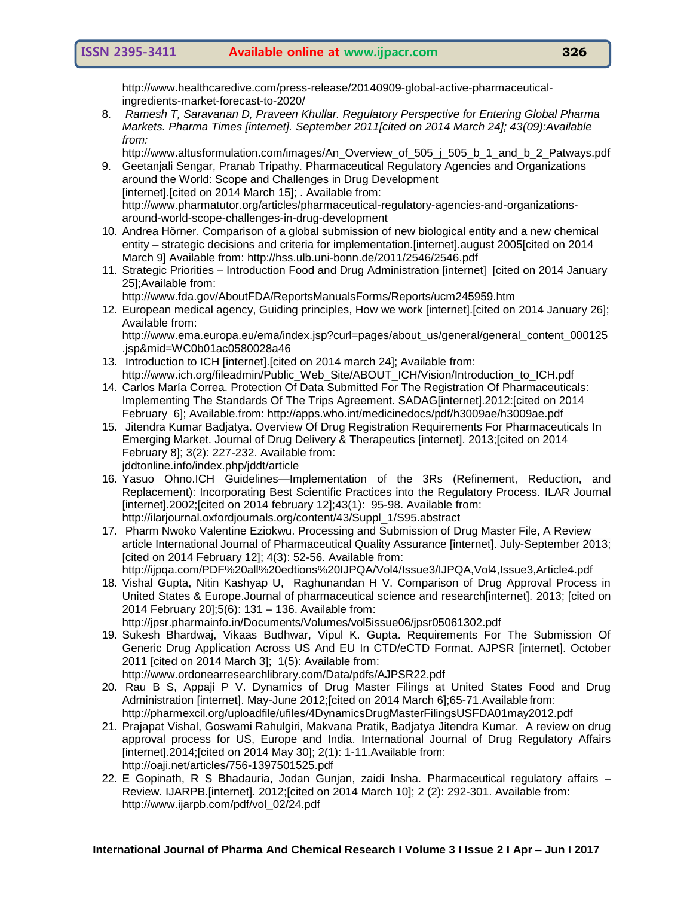http://www.healthcaredive.com/press-release/20140909-global-active-pharmaceutical-ingredients-market-forecast-to-2020/

8. *Ramesh T, Saravanan D, Praveen Khullar. Regulatory Perspective for Entering Global Pharma Markets. Pharma Times [internet]. September 2011[cited on 2014 March 24]; 43(09):Available from:* http://www.altusformulation.com/images/An_Overview_of_505_j_505_b_1_and_b_2_Patways.pdf
9. Geetanjali Sengar, Pranab Tripathy. Pharmaceutical Regulatory Agencies and Organizations around the World: Scope and Challenges in Drug Development [internet].[cited on 2014 March 15]; . Available from: http://www.pharmatutor.org/articles/pharmaceutical-regulatory-agencies-and-organizations-around-world-scope-challenges-in-drug-development
10. Andrea Hörner. Comparison of a global submission of new biological entity and a new chemical entity – strategic decisions and criteria for implementation.[internet].august 2005[cited on 2014 March 9] Available from: http://hss.ulb.uni-bonn.de/2011/2546/2546.pdf
11. Strategic Priorities – Introduction Food and Drug Administration [internet] [cited on 2014 January 25];Available from: http://www.fda.gov/AboutFDA/ReportsManualsForms/Reports/ucm245959.htm
12. European medical agency, Guiding principles, How we work [internet].[cited on 2014 January 26]; Available from: http://www.ema.europa.eu/ema/index.jsp?curl=pages/about_us/general/general_content_000125.jsp&mid=WC0b01ac0580028a46
13. Introduction to ICH [internet].[cited on 2014 march 24]; Available from: http://www.ich.org/fileadmin/Public_Web_Site/ABOUT_ICH/Vision/Introduction_to_ICH.pdf
14. Carlos María Correa. Protection Of Data Submitted For The Registration Of Pharmaceuticals: Implementing The Standards Of The Trips Agreement. SADAG[internet].2012:[cited on 2014 February 6]; Available.from: http://apps.who.int/medicinedocs/pdf/h3009ae/h3009ae.pdf
15. Jitendra Kumar Badjatya. Overview Of Drug Registration Requirements For Pharmaceuticals In Emerging Market. Journal of Drug Delivery & Therapeutics [internet]. 2013;[cited on 2014 February 8]; 3(2): 227-232. Available from: jddtonline.info/index.php/jddt/article
16. Yasuo Ohno.ICH Guidelines—Implementation of the 3Rs (Refinement, Reduction, and Replacement): Incorporating Best Scientific Practices into the Regulatory Process. ILAR Journal [internet].2002;[cited on 2014 february 12];43(1): 95-98. Available from: http://ilarjournal.oxfordjournals.org/content/43/Suppl_1/S95.abstract
17. Pharm Nwoko Valentine Eziokwu. Processing and Submission of Drug Master File, A Review article International Journal of Pharmaceutical Quality Assurance [internet]. July-September 2013; [cited on 2014 February 12]; 4(3): 52-56. Available from: http://ijpqa.com/PDF%20all%20edtions%20IJPQA/Vol4/Issue3/IJPQA,Vol4,Issue3,Article4.pdf
18. Vishal Gupta, Nitin Kashyap U, Raghunandan H V. Comparison of Drug Approval Process in United States & Europe.Journal of pharmaceutical science and research[internet]. 2013; [cited on 2014 February 20];5(6): 131 – 136. Available from: http://jpsr.pharmainfo.in/Documents/Volumes/vol5issue06/jpsr05061302.pdf
19. Sukesh Bhardwaj, Vikaas Budhwar, Vipul K. Gupta. Requirements For The Submission Of Generic Drug Application Across US And EU In CTD/eCTD Format. AJPSR [internet]. October 2011 [cited on 2014 March 3]; 1(5): Available from: http://www.ordonearresearchlibrary.com/Data/pdfs/AJPSR22.pdf
20. Rau B S, Appaji P V. Dynamics of Drug Master Filings at United States Food and Drug Administration [internet]. May-June 2012;[cited on 2014 March 6];65-71.Available from: http://pharmexcil.org/uploadfile/ufiles/4DynamicsDrugMasterFilingsUSFDA01may2012.pdf
21. Prajapat Vishal, Goswami Rahulgiri, Makvana Pratik, Badjatya Jitendra Kumar. A review on drug approval process for US, Europe and India. International Journal of Drug Regulatory Affairs [internet].2014;[cited on 2014 May 30]; 2(1): 1-11.Available from: http://oaji.net/articles/756-1397501525.pdf
22. E Gopinath, R S Bhadauria, Jodan Gunjan, zaidi Insha. Pharmaceutical regulatory affairs – Review. IJARPB.[internet]. 2012;[cited on 2014 March 10]; 2 (2): 292-301. Available from: http://www.ijarpb.com/pdf/vol_02/24.pdf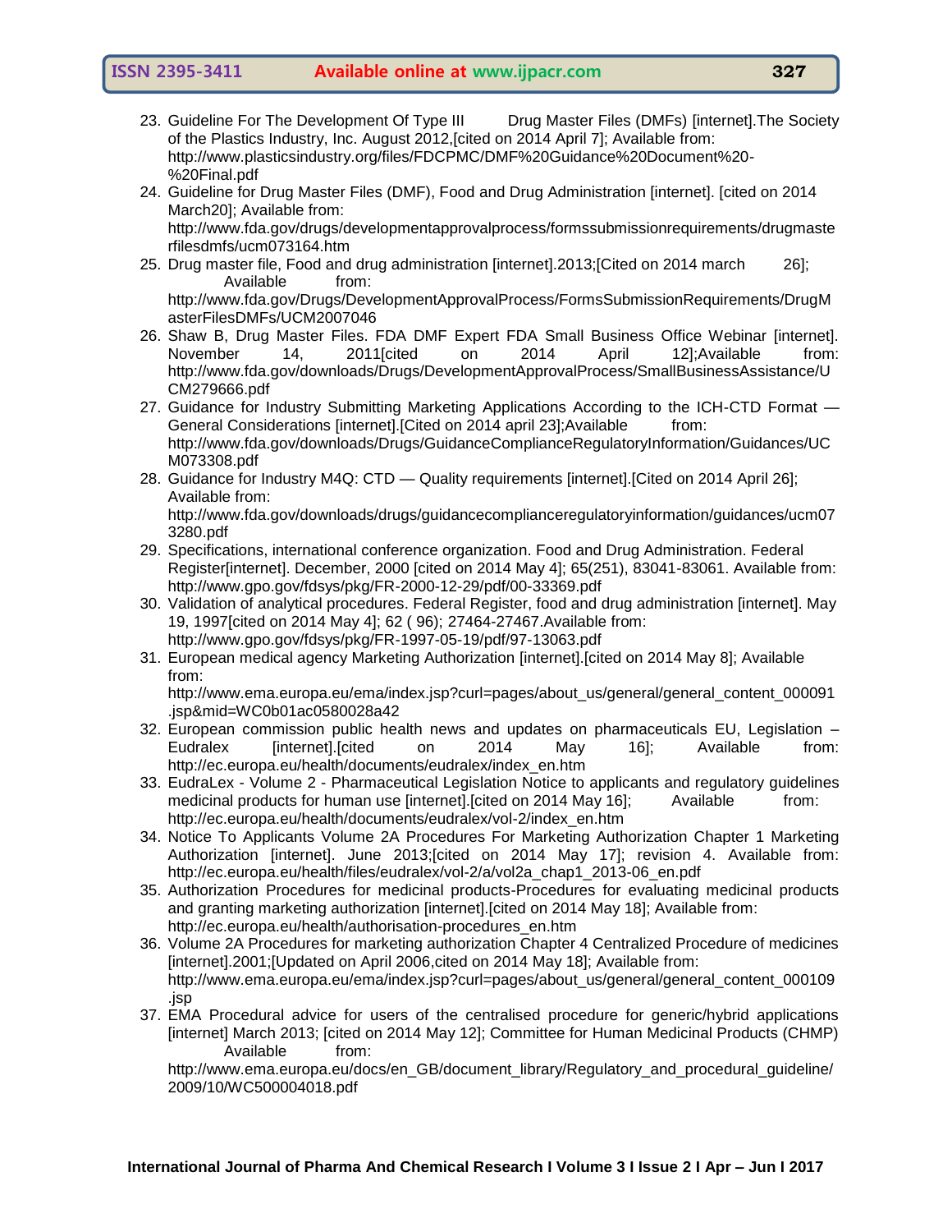23. Guideline For The Development Of Type III Drug Master Files (DMFs) [internet].The Society of the Plastics Industry, Inc. August 2012,[cited on 2014 April 7]; Available from: http://www.plasticsindustry.org/files/FDCPMC/DMF%20Guidance%20Document%20-%20Final.pdf
24. Guideline for Drug Master Files (DMF), Food and Drug Administration [internet]. [cited on 2014 March20]; Available from: http://www.fda.gov/drugs/developmentapprovalprocess/formssubmissionrequirements/drugmasterfilesdmfs/ucm073164.htm
25. Drug master file, Food and drug administration [internet].2013;[Cited on 2014 march 26]; Available from: http://www.fda.gov/Drugs/DevelopmentApprovalProcess/FormsSubmissionRequirements/DrugMasterFilesDMFs/UCM2007046
26. Shaw B, Drug Master Files. FDA DMF Expert FDA Small Business Office Webinar [internet]. November 14, 2011[cited on 2014 April 12];Available from: http://www.fda.gov/downloads/Drugs/DevelopmentApprovalProcess/SmallBusinessAssistance/UCM279666.pdf
27. Guidance for Industry Submitting Marketing Applications According to the ICH-CTD Format — General Considerations [internet].[Cited on 2014 april 23];Available from: http://www.fda.gov/downloads/Drugs/GuidanceComplianceRegulatoryInformation/Guidances/UCM073308.pdf
28. Guidance for Industry M4Q: CTD — Quality requirements [internet].[Cited on 2014 April 26]; Available from: http://www.fda.gov/downloads/drugs/guidancecomplianceregulatoryinformation/guidances/ucm073280.pdf
29. Specifications, international conference organization. Food and Drug Administration. Federal Register[internet]. December, 2000 [cited on 2014 May 4]; 65(251), 83041-83061. Available from: http://www.gpo.gov/fdsys/pkg/FR-2000-12-29/pdf/00-33369.pdf
30. Validation of analytical procedures. Federal Register, food and drug administration [internet]. May 19, 1997[cited on 2014 May 4]; 62 ( 96); 27464-27467.Available from: http://www.gpo.gov/fdsys/pkg/FR-1997-05-19/pdf/97-13063.pdf
31. European medical agency Marketing Authorization [internet].[cited on 2014 May 8]; Available from: http://www.ema.europa.eu/ema/index.jsp?curl=pages/about_us/general/general_content_000091.jsp&mid=WC0b01ac0580028a42
32. European commission public health news and updates on pharmaceuticals EU, Legislation – Eudralex [internet].[cited on 2014 May 16]; Available from: http://ec.europa.eu/health/documents/eudralex/index_en.htm
33. EudraLex - Volume 2 - Pharmaceutical Legislation Notice to applicants and regulatory guidelines medicinal products for human use [internet].[cited on 2014 May 16]; Available from: http://ec.europa.eu/health/documents/eudralex/vol-2/index_en.htm
34. Notice To Applicants Volume 2A Procedures For Marketing Authorization Chapter 1 Marketing Authorization [internet]. June 2013;[cited on 2014 May 17]; revision 4. Available from: http://ec.europa.eu/health/files/eudralex/vol-2/a/vol2a_chap1_2013-06_en.pdf
35. Authorization Procedures for medicinal products-Procedures for evaluating medicinal products and granting marketing authorization [internet].[cited on 2014 May 18]; Available from: http://ec.europa.eu/health/authorisation-procedures_en.htm
36. Volume 2A Procedures for marketing authorization Chapter 4 Centralized Procedure of medicines [internet].2001;[Updated on April 2006,cited on 2014 May 18]; Available from: http://www.ema.europa.eu/ema/index.jsp?curl=pages/about_us/general/general_content_000109.jsp
37. EMA Procedural advice for users of the centralised procedure for generic/hybrid applications [internet] March 2013; [cited on 2014 May 12]; Committee for Human Medicinal Products (CHMP) Available from: http://www.ema.europa.eu/docs/en_GB/document_library/Regulatory_and_procedural_guideline/2009/10/WC500004018.pdf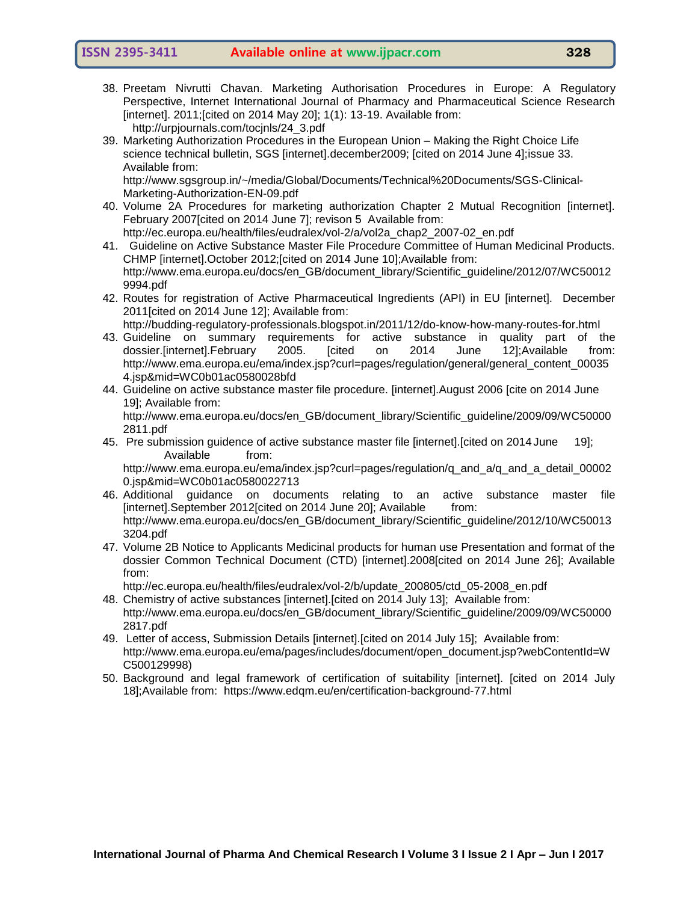38. Preetam Nivrutti Chavan. Marketing Authorisation Procedures in Europe: A Regulatory Perspective, Internet International Journal of Pharmacy and Pharmaceutical Science Research [internet]. 2011;[cited on 2014 May 20]; 1(1): 13-19. Available from: http://urpjournals.com/tocjnls/24_3.pdf
39. Marketing Authorization Procedures in the European Union – Making the Right Choice Life science technical bulletin, SGS [internet].december2009; [cited on 2014 June 4];issue 33. Available from: http://www.sgsgroup.in/~/media/Global/Documents/Technical%20Documents/SGS-Clinical-Marketing-Authorization-EN-09.pdf
40. Volume 2A Procedures for marketing authorization Chapter 2 Mutual Recognition [internet]. February 2007[cited on 2014 June 7]; revison 5 Available from: http://ec.europa.eu/health/files/eudralex/vol-2/a/vol2a_chap2_2007-02_en.pdf
41. Guideline on Active Substance Master File Procedure Committee of Human Medicinal Products. CHMP [internet].October 2012;[cited on 2014 June 10];Available from: http://www.ema.europa.eu/docs/en_GB/document_library/Scientific_guideline/2012/07/WC500129994.pdf
42. Routes for registration of Active Pharmaceutical Ingredients (API) in EU [internet]. December 2011[cited on 2014 June 12]; Available from: http://budding-regulatory-professionals.blogspot.in/2011/12/do-know-how-many-routes-for.html
43. Guideline on summary requirements for active substance in quality part of the dossier.[internet].February 2005. [cited on 2014 June 12];Available from: http://www.ema.europa.eu/ema/index.jsp?curl=pages/regulation/general/general_content_000354.jsp&mid=WC0b01ac0580028bfd
44. Guideline on active substance master file procedure. [internet].August 2006 [cite on 2014 June 19]; Available from: http://www.ema.europa.eu/docs/en_GB/document_library/Scientific_guideline/2009/09/WC500002811.pdf
45. Pre submission guidence of active substance master file [internet].[cited on 2014 June 19]; Available from: http://www.ema.europa.eu/ema/index.jsp?curl=pages/regulation/q_and_a/q_and_a_detail_000020.jsp&mid=WC0b01ac0580022713
46. Additional guidance on documents relating to an active substance master file [internet].September 2012[cited on 2014 June 20]; Available from: http://www.ema.europa.eu/docs/en_GB/document_library/Scientific_guideline/2012/10/WC500133204.pdf
47. Volume 2B Notice to Applicants Medicinal products for human use Presentation and format of the dossier Common Technical Document (CTD) [internet].2008[cited on 2014 June 26]; Available from: http://ec.europa.eu/health/files/eudralex/vol-2/b/update_200805/ctd_05-2008_en.pdf
48. Chemistry of active substances [internet].[cited on 2014 July 13]; Available from: http://www.ema.europa.eu/docs/en_GB/document_library/Scientific_guideline/2009/09/WC500002817.pdf
49. Letter of access, Submission Details [internet].[cited on 2014 July 15]; Available from: http://www.ema.europa.eu/ema/pages/includes/document/open_document.jsp?webContentId=WC500129998)
50. Background and legal framework of certification of suitability [internet]. [cited on 2014 July 18];Available from: https://www.edqm.eu/en/certification-background-77.html